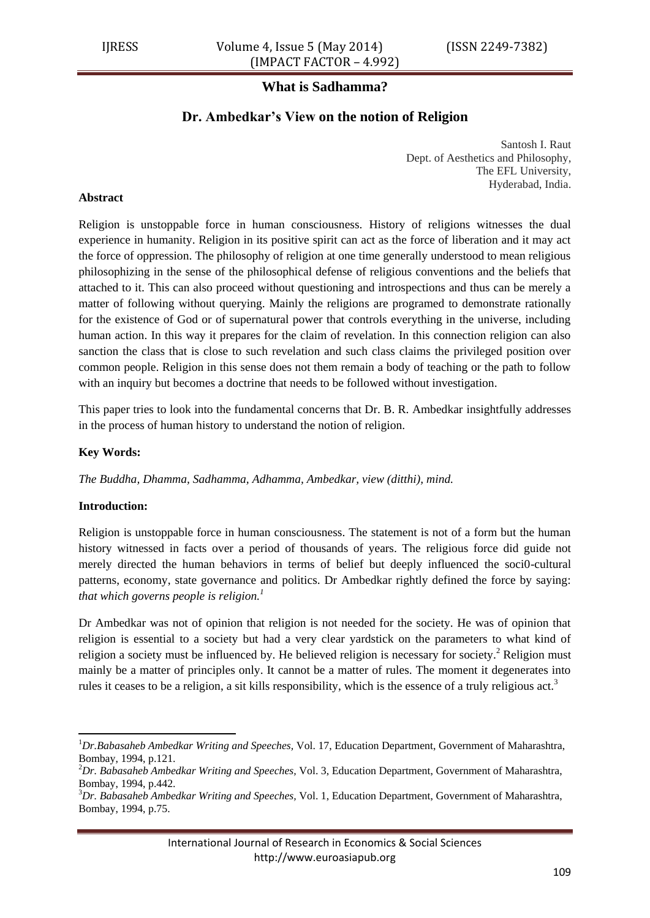# What is Sadhamma?

## Dr. Ambedkar's View on the notion of Religion

Santosh I. Raut
Dept. of Aesthetics and Philosophy,
The EFL University,
Hyderabad, India.

**Abstract**

Religion is unstoppable force in human consciousness. History of religions witnesses the dual experience in humanity. Religion in its positive spirit can act as the force of liberation and it may act the force of oppression. The philosophy of religion at one time generally understood to mean religious philosophizing in the sense of the philosophical defense of religious conventions and the beliefs that attached to it. This can also proceed without questioning and introspections and thus can be merely a matter of following without querying. Mainly the religions are programed to demonstrate rationally for the existence of God or of supernatural power that controls everything in the universe, including human action. In this way it prepares for the claim of revelation. In this connection religion can also sanction the class that is close to such revelation and such class claims the privileged position over common people. Religion in this sense does not them remain a body of teaching or the path to follow with an inquiry but becomes a doctrine that needs to be followed without investigation.

This paper tries to look into the fundamental concerns that Dr. B. R. Ambedkar insightfully addresses in the process of human history to understand the notion of religion.

**Key Words:**

*The Buddha, Dhamma, Sadhamma, Adhamma, Ambedkar, view (ditthi), mind.*

**Introduction:**

Religion is unstoppable force in human consciousness. The statement is not of a form but the human history witnessed in facts over a period of thousands of years. The religious force did guide not merely directed the human behaviors in terms of belief but deeply influenced the soci0-cultural patterns, economy, state governance and politics. Dr Ambedkar rightly defined the force by saying: *that which governs people is religion.*[1]

Dr Ambedkar was not of opinion that religion is not needed for the society. He was of opinion that religion is essential to a society but had a very clear yardstick on the parameters to what kind of religion a society must be influenced by. He believed religion is necessary for society.[2] Religion must mainly be a matter of principles only. It cannot be a matter of rules. The moment it degenerates into rules it ceases to be a religion, a sit kills responsibility, which is the essence of a truly religious act.[3]

---

[1]*Dr.Babasaheb Ambedkar Writing and Speeches,* Vol. 17, Education Department, Government of Maharashtra, Bombay, 1994, p.121.

[2]*Dr. Babasaheb Ambedkar Writing and Speeches,* Vol. 3, Education Department, Government of Maharashtra, Bombay, 1994, p.442.

[3]*Dr. Babasaheb Ambedkar Writing and Speeches,* Vol. 1, Education Department, Government of Maharashtra, Bombay, 1994, p.75.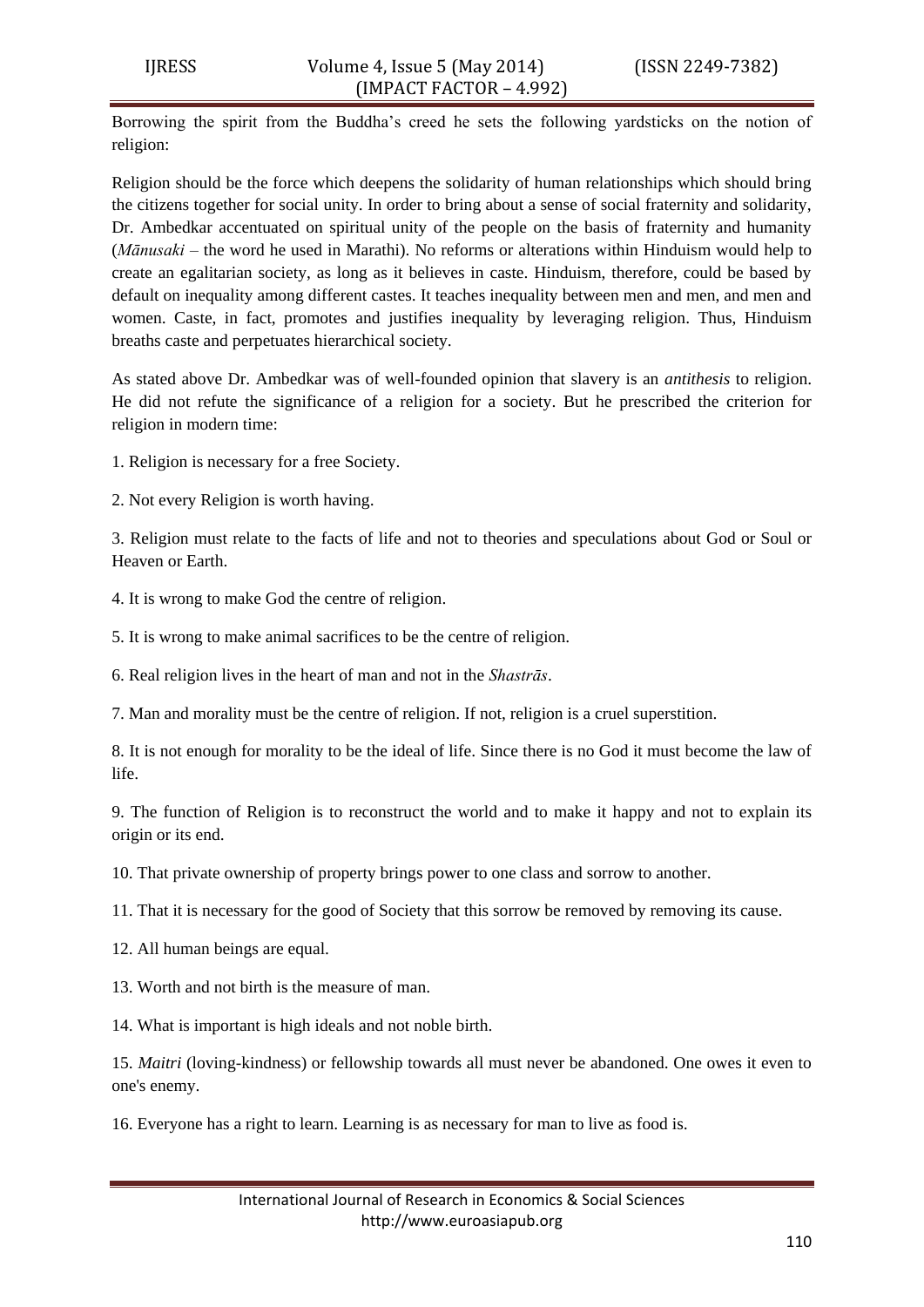Borrowing the spirit from the Buddha's creed he sets the following yardsticks on the notion of religion:

Religion should be the force which deepens the solidarity of human relationships which should bring the citizens together for social unity. In order to bring about a sense of social fraternity and solidarity, Dr. Ambedkar accentuated on spiritual unity of the people on the basis of fraternity and humanity (*Mānusaki* – the word he used in Marathi). No reforms or alterations within Hinduism would help to create an egalitarian society, as long as it believes in caste. Hinduism, therefore, could be based by default on inequality among different castes. It teaches inequality between men and men, and men and women. Caste, in fact, promotes and justifies inequality by leveraging religion. Thus, Hinduism breaths caste and perpetuates hierarchical society.

As stated above Dr. Ambedkar was of well-founded opinion that slavery is an *antithesis* to religion. He did not refute the significance of a religion for a society. But he prescribed the criterion for religion in modern time:

1. Religion is necessary for a free Society.

2. Not every Religion is worth having.

3. Religion must relate to the facts of life and not to theories and speculations about God or Soul or Heaven or Earth.

4. It is wrong to make God the centre of religion.

5. It is wrong to make animal sacrifices to be the centre of religion.

6. Real religion lives in the heart of man and not in the *Shastrās*.

7. Man and morality must be the centre of religion. If not, religion is a cruel superstition.

8. It is not enough for morality to be the ideal of life. Since there is no God it must become the law of life.

9. The function of Religion is to reconstruct the world and to make it happy and not to explain its origin or its end.

10. That private ownership of property brings power to one class and sorrow to another.

11. That it is necessary for the good of Society that this sorrow be removed by removing its cause.

12. All human beings are equal.

13. Worth and not birth is the measure of man.

14. What is important is high ideals and not noble birth.

15. *Maitri* (loving-kindness) or fellowship towards all must never be abandoned. One owes it even to one's enemy.

16. Everyone has a right to learn. Learning is as necessary for man to live as food is.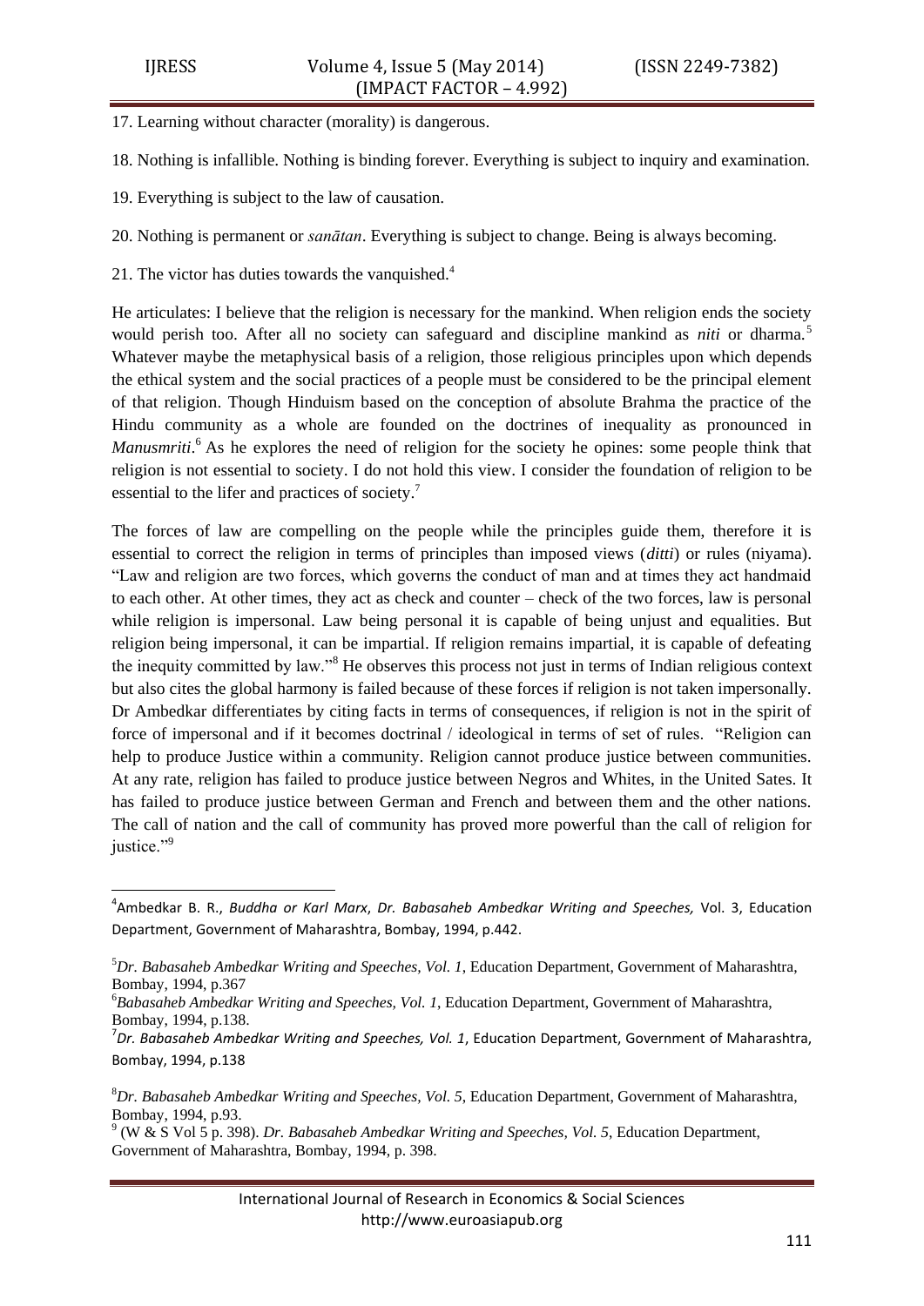17. Learning without character (morality) is dangerous.

18. Nothing is infallible. Nothing is binding forever. Everything is subject to inquiry and examination.

19. Everything is subject to the law of causation.

20. Nothing is permanent or *sanātan*. Everything is subject to change. Being is always becoming.

21. The victor has duties towards the vanquished.[4]

He articulates: I believe that the religion is necessary for the mankind. When religion ends the society would perish too. After all no society can safeguard and discipline mankind as *niti* or dharma.[5] Whatever maybe the metaphysical basis of a religion, those religious principles upon which depends the ethical system and the social practices of a people must be considered to be the principal element of that religion. Though Hinduism based on the conception of absolute Brahma the practice of the Hindu community as a whole are founded on the doctrines of inequality as pronounced in *Manusmriti*.[6] As he explores the need of religion for the society he opines: some people think that religion is not essential to society. I do not hold this view. I consider the foundation of religion to be essential to the lifer and practices of society.[7]

The forces of law are compelling on the people while the principles guide them, therefore it is essential to correct the religion in terms of principles than imposed views (*ditti*) or rules (niyama). "Law and religion are two forces, which governs the conduct of man and at times they act handmaid to each other. At other times, they act as check and counter – check of the two forces, law is personal while religion is impersonal. Law being personal it is capable of being unjust and equalities. But religion being impersonal, it can be impartial. If religion remains impartial, it is capable of defeating the inequity committed by law."[8] He observes this process not just in terms of Indian religious context but also cites the global harmony is failed because of these forces if religion is not taken impersonally. Dr Ambedkar differentiates by citing facts in terms of consequences, if religion is not in the spirit of force of impersonal and if it becomes doctrinal / ideological in terms of set of rules. "Religion can help to produce Justice within a community. Religion cannot produce justice between communities. At any rate, religion has failed to produce justice between Negros and Whites, in the United Sates. It has failed to produce justice between German and French and between them and the other nations. The call of nation and the call of community has proved more powerful than the call of religion for justice."[9]

---

[4] Ambedkar B. R., *Buddha or Karl Marx*, *Dr. Babasaheb Ambedkar Writing and Speeches,* Vol. 3, Education Department, Government of Maharashtra, Bombay, 1994, p.442.

[5] *Dr. Babasaheb Ambedkar Writing and Speeches, Vol. 1*, Education Department, Government of Maharashtra, Bombay, 1994, p.367

[6] *Babasaheb Ambedkar Writing and Speeches, Vol. 1*, Education Department, Government of Maharashtra, Bombay, 1994, p.138.

[7] *Dr. Babasaheb Ambedkar Writing and Speeches, Vol. 1*, Education Department, Government of Maharashtra, Bombay, 1994, p.138

[8] *Dr. Babasaheb Ambedkar Writing and Speeches, Vol. 5*, Education Department, Government of Maharashtra, Bombay, 1994, p.93.

[9] (W & S Vol 5 p. 398). *Dr. Babasaheb Ambedkar Writing and Speeches, Vol. 5*, Education Department, Government of Maharashtra, Bombay, 1994, p. 398.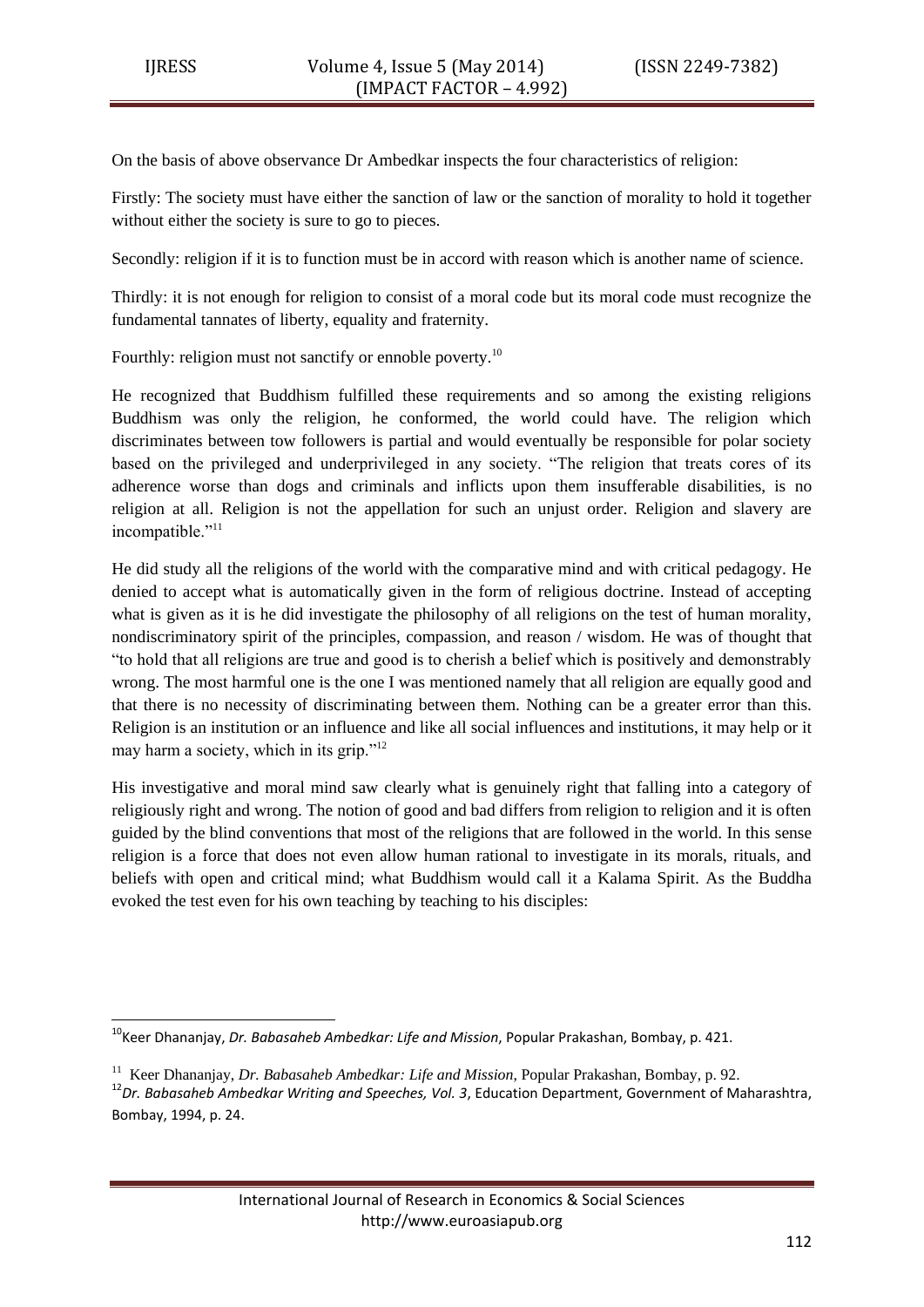On the basis of above observance Dr Ambedkar inspects the four characteristics of religion:

Firstly: The society must have either the sanction of law or the sanction of morality to hold it together without either the society is sure to go to pieces.

Secondly: religion if it is to function must be in accord with reason which is another name of science.

Thirdly: it is not enough for religion to consist of a moral code but its moral code must recognize the fundamental tannates of liberty, equality and fraternity.

Fourthly: religion must not sanctify or ennoble poverty.[10]

He recognized that Buddhism fulfilled these requirements and so among the existing religions Buddhism was only the religion, he conformed, the world could have. The religion which discriminates between tow followers is partial and would eventually be responsible for polar society based on the privileged and underprivileged in any society. "The religion that treats cores of its adherence worse than dogs and criminals and inflicts upon them insufferable disabilities, is no religion at all. Religion is not the appellation for such an unjust order. Religion and slavery are incompatible."[11]

He did study all the religions of the world with the comparative mind and with critical pedagogy. He denied to accept what is automatically given in the form of religious doctrine. Instead of accepting what is given as it is he did investigate the philosophy of all religions on the test of human morality, nondiscriminatory spirit of the principles, compassion, and reason / wisdom. He was of thought that "to hold that all religions are true and good is to cherish a belief which is positively and demonstrably wrong. The most harmful one is the one I was mentioned namely that all religion are equally good and that there is no necessity of discriminating between them. Nothing can be a greater error than this. Religion is an institution or an influence and like all social influences and institutions, it may help or it may harm a society, which in its grip."[12]

His investigative and moral mind saw clearly what is genuinely right that falling into a category of religiously right and wrong. The notion of good and bad differs from religion to religion and it is often guided by the blind conventions that most of the religions that are followed in the world. In this sense religion is a force that does not even allow human rational to investigate in its morals, rituals, and beliefs with open and critical mind; what Buddhism would call it a Kalama Spirit. As the Buddha evoked the test even for his own teaching by teaching to his disciples:

---

[10] Keer Dhananjay, *Dr. Babasaheb Ambedkar: Life and Mission*, Popular Prakashan, Bombay, p. 421.

[11] Keer Dhananjay, *Dr. Babasaheb Ambedkar: Life and Mission*, Popular Prakashan, Bombay, p. 92.

[12] *Dr. Babasaheb Ambedkar Writing and Speeches, Vol. 3*, Education Department, Government of Maharashtra, Bombay, 1994, p. 24.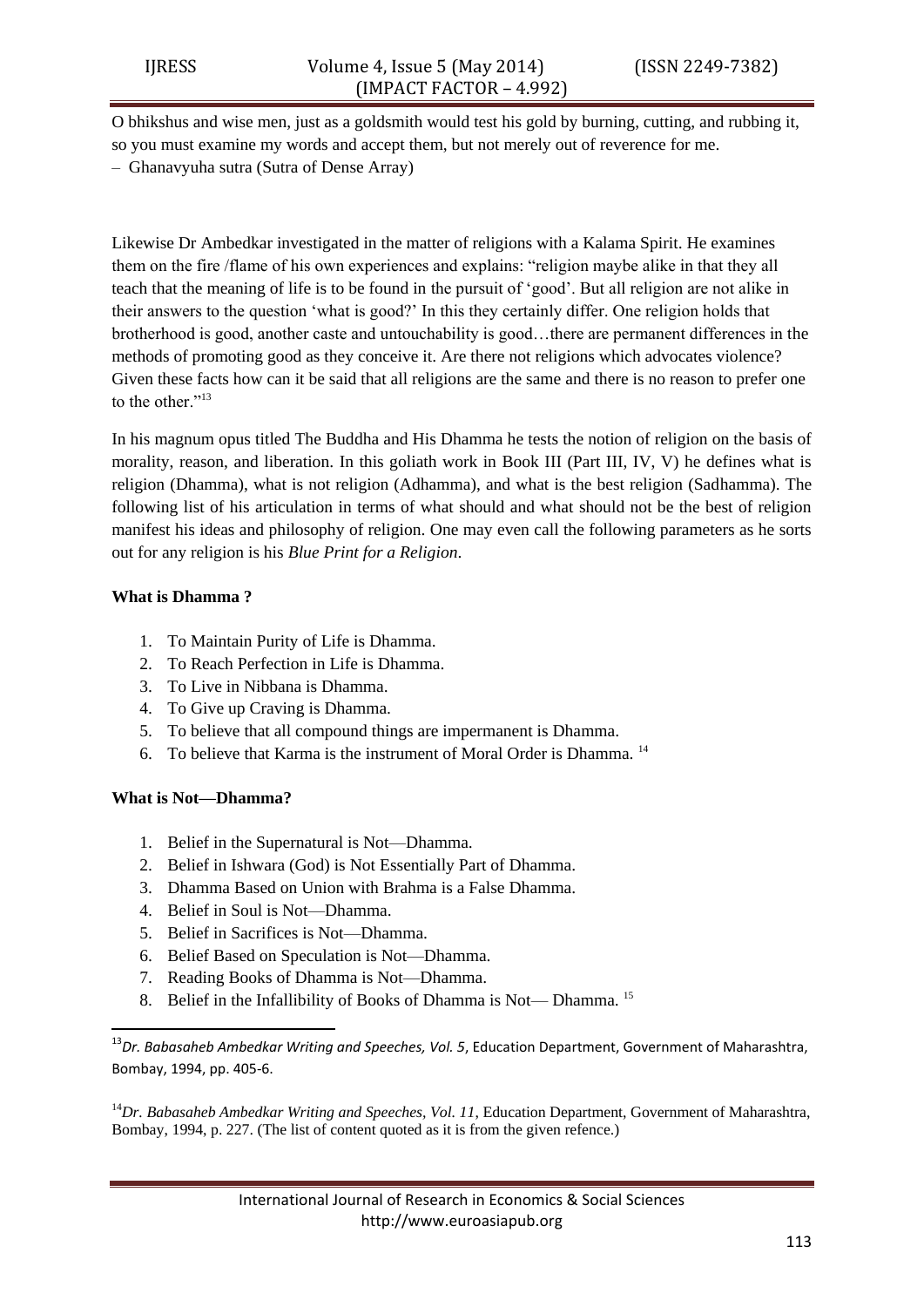O bhikshus and wise men, just as a goldsmith would test his gold by burning, cutting, and rubbing it, so you must examine my words and accept them, but not merely out of reverence for me.
– Ghanavyuha sutra (Sutra of Dense Array)

Likewise Dr Ambedkar investigated in the matter of religions with a Kalama Spirit. He examines them on the fire /flame of his own experiences and explains: "religion maybe alike in that they all teach that the meaning of life is to be found in the pursuit of 'good'. But all religion are not alike in their answers to the question 'what is good?' In this they certainly differ. One religion holds that brotherhood is good, another caste and untouchability is good…there are permanent differences in the methods of promoting good as they conceive it. Are there not religions which advocates violence? Given these facts how can it be said that all religions are the same and there is no reason to prefer one to the other."[13]

In his magnum opus titled The Buddha and His Dhamma he tests the notion of religion on the basis of morality, reason, and liberation. In this goliath work in Book III (Part III, IV, V) he defines what is religion (Dhamma), what is not religion (Adhamma), and what is the best religion (Sadhamma). The following list of his articulation in terms of what should and what should not be the best of religion manifest his ideas and philosophy of religion. One may even call the following parameters as he sorts out for any religion is his *Blue Print for a Religion*.

**What is Dhamma ?**

1. To Maintain Purity of Life is Dhamma.
2. To Reach Perfection in Life is Dhamma.
3. To Live in Nibbana is Dhamma.
4. To Give up Craving is Dhamma.
5. To believe that all compound things are impermanent is Dhamma.
6. To believe that Karma is the instrument of Moral Order is Dhamma. [14]

**What is Not—Dhamma?**

1. Belief in the Supernatural is Not—Dhamma.
2. Belief in Ishwara (God) is Not Essentially Part of Dhamma.
3. Dhamma Based on Union with Brahma is a False Dhamma.
4. Belief in Soul is Not—Dhamma.
5. Belief in Sacrifices is Not—Dhamma.
6. Belief Based on Speculation is Not—Dhamma.
7. Reading Books of Dhamma is Not—Dhamma.
8. Belief in the Infallibility of Books of Dhamma is Not— Dhamma. [15]

---

[13] *Dr. Babasaheb Ambedkar Writing and Speeches, Vol. 5*, Education Department, Government of Maharashtra, Bombay, 1994, pp. 405-6.

[14] *Dr. Babasaheb Ambedkar Writing and Speeches, Vol. 11*, Education Department, Government of Maharashtra, Bombay, 1994, p. 227. (The list of content quoted as it is from the given refence.)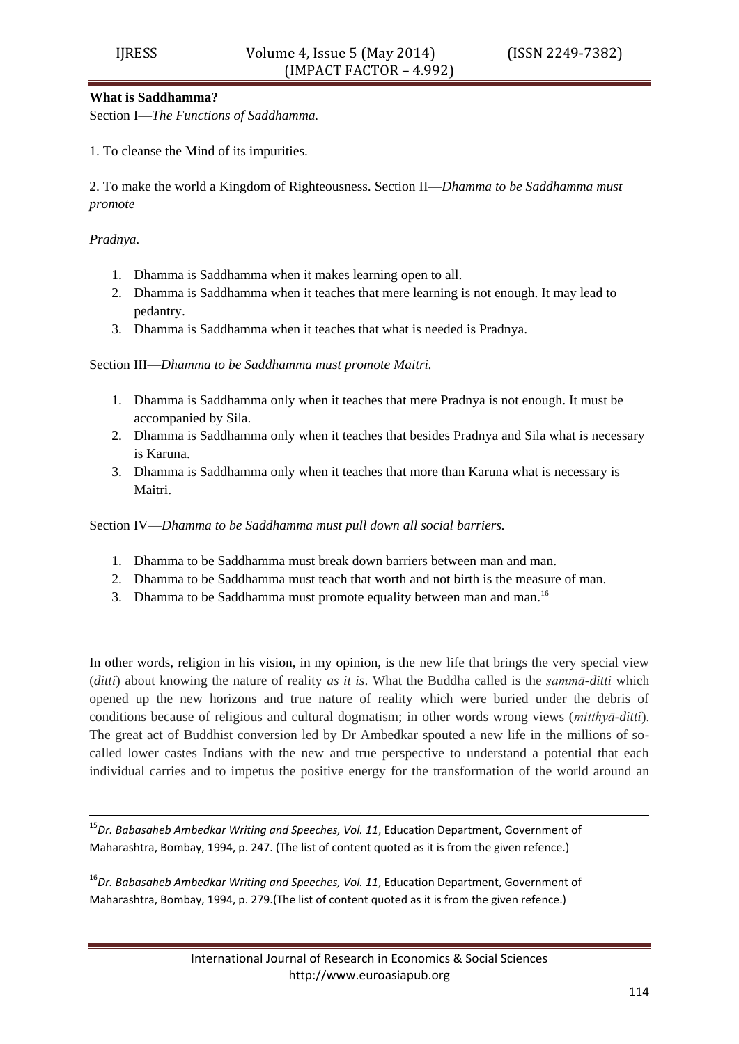**What is Saddhamma?**

Section I—*The Functions of Saddhamma.*

1. To cleanse the Mind of its impurities.

2. To make the world a Kingdom of Righteousness. Section II—*Dhamma to be Saddhamma must promote*

*Pradnya.*

1. Dhamma is Saddhamma when it makes learning open to all.
2. Dhamma is Saddhamma when it teaches that mere learning is not enough. It may lead to pedantry.
3. Dhamma is Saddhamma when it teaches that what is needed is Pradnya.

Section III—*Dhamma to be Saddhamma must promote Maitri.*

1. Dhamma is Saddhamma only when it teaches that mere Pradnya is not enough. It must be accompanied by Sila.
2. Dhamma is Saddhamma only when it teaches that besides Pradnya and Sila what is necessary is Karuna.
3. Dhamma is Saddhamma only when it teaches that more than Karuna what is necessary is Maitri.

Section IV—*Dhamma to be Saddhamma must pull down all social barriers.*

1. Dhamma to be Saddhamma must break down barriers between man and man.
2. Dhamma to be Saddhamma must teach that worth and not birth is the measure of man.
3. Dhamma to be Saddhamma must promote equality between man and man.[16]

In other words, religion in his vision, in my opinion, is the new life that brings the very special view (*ditti*) about knowing the nature of reality *as it is*. What the Buddha called is the *sammā-ditti* which opened up the new horizons and true nature of reality which were buried under the debris of conditions because of religious and cultural dogmatism; in other words wrong views (*mitthyā-ditti*). The great act of Buddhist conversion led by Dr Ambedkar spouted a new life in the millions of so-called lower castes Indians with the new and true perspective to understand a potential that each individual carries and to impetus the positive energy for the transformation of the world around an

---

[15]*Dr. Babasaheb Ambedkar Writing and Speeches, Vol. 11*, Education Department, Government of Maharashtra, Bombay, 1994, p. 247. (The list of content quoted as it is from the given refence.)

[16]*Dr. Babasaheb Ambedkar Writing and Speeches, Vol. 11*, Education Department, Government of Maharashtra, Bombay, 1994, p. 279.(The list of content quoted as it is from the given refence.)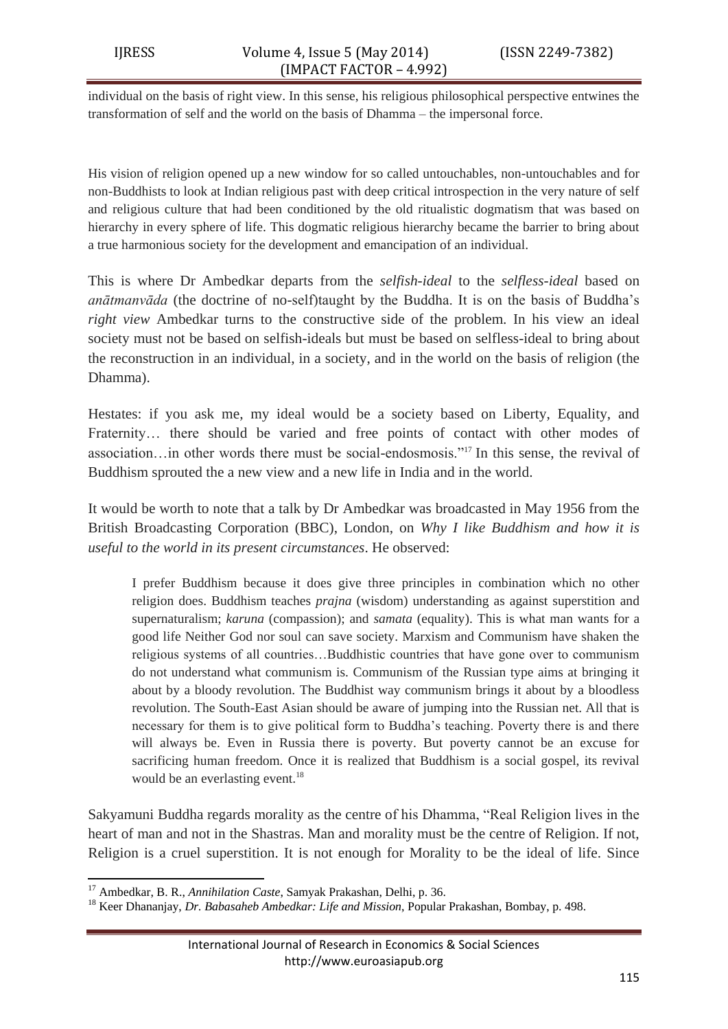individual on the basis of right view. In this sense, his religious philosophical perspective entwines the transformation of self and the world on the basis of Dhamma – the impersonal force.

His vision of religion opened up a new window for so called untouchables, non-untouchables and for non-Buddhists to look at Indian religious past with deep critical introspection in the very nature of self and religious culture that had been conditioned by the old ritualistic dogmatism that was based on hierarchy in every sphere of life. This dogmatic religious hierarchy became the barrier to bring about a true harmonious society for the development and emancipation of an individual.

This is where Dr Ambedkar departs from the *selfish-ideal* to the *selfless-ideal* based on *anātmanvāda* (the doctrine of no-self)taught by the Buddha. It is on the basis of Buddha's *right view* Ambedkar turns to the constructive side of the problem. In his view an ideal society must not be based on selfish-ideals but must be based on selfless-ideal to bring about the reconstruction in an individual, in a society, and in the world on the basis of religion (the Dhamma).

Hestates: if you ask me, my ideal would be a society based on Liberty, Equality, and Fraternity… there should be varied and free points of contact with other modes of association…in other words there must be social-endosmosis."[17] In this sense, the revival of Buddhism sprouted the a new view and a new life in India and in the world.

It would be worth to note that a talk by Dr Ambedkar was broadcasted in May 1956 from the British Broadcasting Corporation (BBC), London, on *Why I like Buddhism and how it is useful to the world in its present circumstances*. He observed:

> I prefer Buddhism because it does give three principles in combination which no other religion does. Buddhism teaches *prajna* (wisdom) understanding as against superstition and supernaturalism; *karuna* (compassion); and *samata* (equality). This is what man wants for a good life Neither God nor soul can save society. Marxism and Communism have shaken the religious systems of all countries…Buddhistic countries that have gone over to communism do not understand what communism is. Communism of the Russian type aims at bringing it about by a bloody revolution. The Buddhist way communism brings it about by a bloodless revolution. The South-East Asian should be aware of jumping into the Russian net. All that is necessary for them is to give political form to Buddha's teaching. Poverty there is and there will always be. Even in Russia there is poverty. But poverty cannot be an excuse for sacrificing human freedom. Once it is realized that Buddhism is a social gospel, its revival would be an everlasting event.[18]

Sakyamuni Buddha regards morality as the centre of his Dhamma, "Real Religion lives in the heart of man and not in the Shastras. Man and morality must be the centre of Religion. If not, Religion is a cruel superstition. It is not enough for Morality to be the ideal of life. Since

---

[17] Ambedkar, B. R., *Annihilation Caste*, Samyak Prakashan, Delhi, p. 36.

[18] Keer Dhananjay, *Dr. Babasaheb Ambedkar: Life and Mission*, Popular Prakashan, Bombay, p. 498.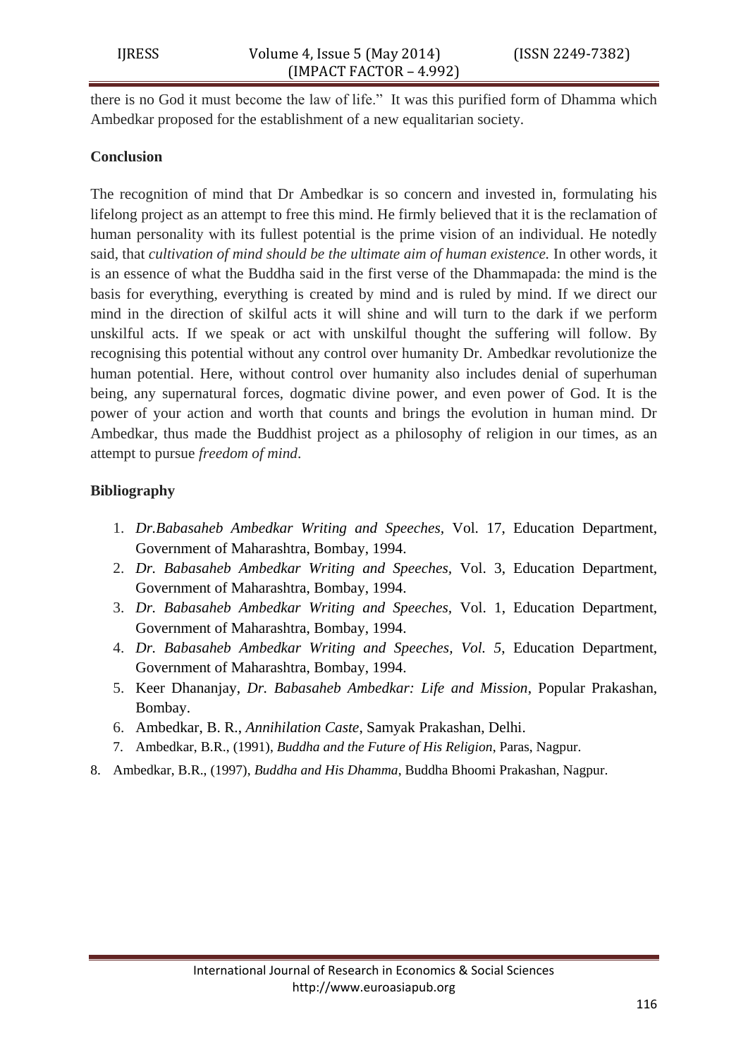there is no God it must become the law of life." It was this purified form of Dhamma which Ambedkar proposed for the establishment of a new equalitarian society.

## Conclusion

The recognition of mind that Dr Ambedkar is so concern and invested in, formulating his lifelong project as an attempt to free this mind. He firmly believed that it is the reclamation of human personality with its fullest potential is the prime vision of an individual. He notedly said, that *cultivation of mind should be the ultimate aim of human existence.* In other words, it is an essence of what the Buddha said in the first verse of the Dhammapada: the mind is the basis for everything, everything is created by mind and is ruled by mind. If we direct our mind in the direction of skilful acts it will shine and will turn to the dark if we perform unskilful acts. If we speak or act with unskilful thought the suffering will follow. By recognising this potential without any control over humanity Dr. Ambedkar revolutionize the human potential. Here, without control over humanity also includes denial of superhuman being, any supernatural forces, dogmatic divine power, and even power of God. It is the power of your action and worth that counts and brings the evolution in human mind. Dr Ambedkar, thus made the Buddhist project as a philosophy of religion in our times, as an attempt to pursue *freedom of mind*.

## Bibliography

1. *Dr.Babasaheb Ambedkar Writing and Speeches*, Vol. 17, Education Department, Government of Maharashtra, Bombay, 1994.
2. *Dr. Babasaheb Ambedkar Writing and Speeches*, Vol. 3, Education Department, Government of Maharashtra, Bombay, 1994.
3. *Dr. Babasaheb Ambedkar Writing and Speeches*, Vol. 1, Education Department, Government of Maharashtra, Bombay, 1994.
4. *Dr. Babasaheb Ambedkar Writing and Speeches, Vol. 5*, Education Department, Government of Maharashtra, Bombay, 1994.
5. Keer Dhananjay, *Dr. Babasaheb Ambedkar: Life and Mission*, Popular Prakashan, Bombay.
6. Ambedkar, B. R., *Annihilation Caste*, Samyak Prakashan, Delhi.
7. Ambedkar, B.R., (1991), *Buddha and the Future of His Religion*, Paras, Nagpur.
8. Ambedkar, B.R., (1997), *Buddha and His Dhamma*, Buddha Bhoomi Prakashan, Nagpur.